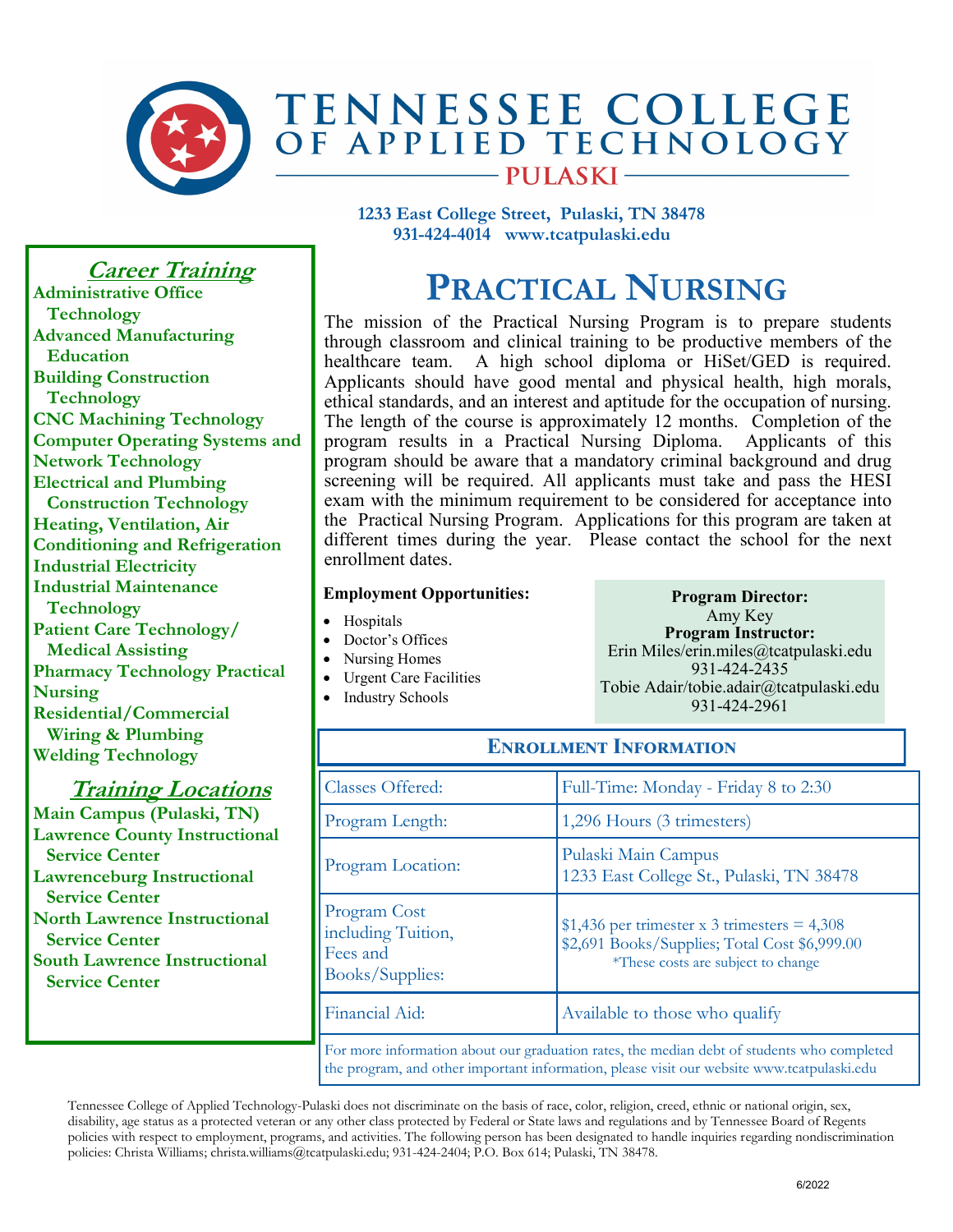# TENNESSEE COLLEGE OF APPLIED TECHNOLOGY

## PULASKI

**1233 East College Street, Pulaski, TN 38478**
**931-424-4014 www.tcatpulaski.edu**

# PRACTICAL NURSING

The mission of the Practical Nursing Program is to prepare students through classroom and clinical training to be productive members of the healthcare team. A high school diploma or HiSet/GED is required. Applicants should have good mental and physical health, high morals, ethical standards, and an interest and aptitude for the occupation of nursing. The length of the course is approximately 12 months. Completion of the program results in a Practical Nursing Diploma. Applicants of this program should be aware that a mandatory criminal background and drug screening will be required. All applicants must take and pass the HESI exam with the minimum requirement to be considered for acceptance into the Practical Nursing Program. Applications for this program are taken at different times during the year. Please contact the school for the next enrollment dates.

**Employment Opportunities:**

- Hospitals
- Doctor's Offices
- Nursing Homes
- Urgent Care Facilities
- Industry Schools

**Program Director:**
Amy Key
**Program Instructor:**
Erin Miles/erin.miles@tcatpulaski.edu
931-424-2435
Tobie Adair/tobie.adair@tcatpulaski.edu
931-424-2961

## ENROLLMENT INFORMATION

| | |
|---|---|
| Classes Offered: | Full-Time: Monday - Friday 8 to 2:30 |
| Program Length: | 1,296 Hours (3 trimesters) |
| Program Location: | Pulaski Main Campus<br>1233 East College St., Pulaski, TN 38478 |
| Program Cost including Tuition, Fees and Books/Supplies: | $1,436 per trimester x 3 trimesters = 4,308<br>$2,691 Books/Supplies; Total Cost $6,999.00<br>*These costs are subject to change |
| Financial Aid: | Available to those who qualify |

For more information about our graduation rates, the median debt of students who completed the program, and other important information, please visit our website www.tcatpulaski.edu

## *Career Training*

**Administrative Office Technology**
**Advanced Manufacturing Education**
**Building Construction Technology**
**CNC Machining Technology**
**Computer Operating Systems and Network Technology**
**Electrical and Plumbing Construction Technology**
**Heating, Ventilation, Air Conditioning and Refrigeration**
**Industrial Electricity**
**Industrial Maintenance Technology**
**Patient Care Technology/ Medical Assisting**
**Pharmacy Technology Practical Nursing**
**Residential/Commercial Wiring & Plumbing**
**Welding Technology**

## *Training Locations*

**Main Campus (Pulaski, TN)**
**Lawrence County Instructional Service Center**
**Lawrenceburg Instructional Service Center**
**North Lawrence Instructional Service Center**
**South Lawrence Instructional Service Center**

Tennessee College of Applied Technology-Pulaski does not discriminate on the basis of race, color, religion, creed, ethnic or national origin, sex, disability, age status as a protected veteran or any other class protected by Federal or State laws and regulations and by Tennessee Board of Regents policies with respect to employment, programs, and activities. The following person has been designated to handle inquiries regarding nondiscrimination policies: Christa Williams; christa.williams@tcatpulaski.edu; 931-424-2404; P.O. Box 614; Pulaski, TN 38478.

6/2022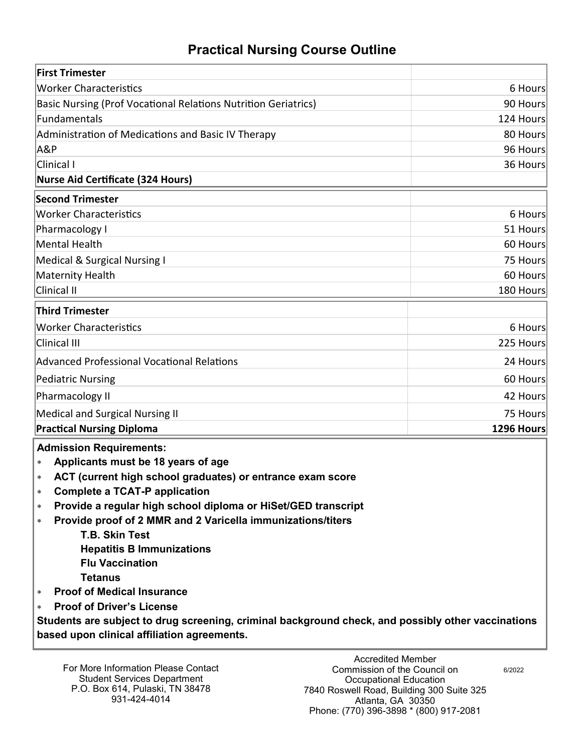# Practical Nursing Course Outline

| | |
|---|---|
| **First Trimester** | |
| Worker Characteristics | 6 Hours |
| Basic Nursing (Prof Vocational Relations Nutrition Geriatrics) | 90 Hours |
| Fundamentals | 124 Hours |
| Administration of Medications and Basic IV Therapy | 80 Hours |
| A&P | 96 Hours |
| Clinical I | 36 Hours |
| **Nurse Aid Certificate (324 Hours)** | |
| **Second Trimester** | |
| Worker Characteristics | 6 Hours |
| Pharmacology I | 51 Hours |
| Mental Health | 60 Hours |
| Medical & Surgical Nursing I | 75 Hours |
| Maternity Health | 60 Hours |
| Clinical II | 180 Hours |
| **Third Trimester** | |
| Worker Characteristics | 6 Hours |
| Clinical III | 225 Hours |
| Advanced Professional Vocational Relations | 24 Hours |
| Pediatric Nursing | 60 Hours |
| Pharmacology II | 42 Hours |
| Medical and Surgical Nursing II | 75 Hours |
| **Practical Nursing Diploma** | **1296 Hours** |

**Admission Requirements:**

- **Applicants must be 18 years of age**
- **ACT (current high school graduates) or entrance exam score**
- **Complete a TCAT-P application**
- **Provide a regular high school diploma or HiSet/GED transcript**
- **Provide proof of 2 MMR and 2 Varicella immunizations/titers**
  - **T.B. Skin Test**
  - **Hepatitis B Immunizations**
  - **Flu Vaccination**
  - **Tetanus**
- **Proof of Medical Insurance**
- **Proof of Driver's License**

**Students are subject to drug screening, criminal background check, and possibly other vaccinations based upon clinical affiliation agreements.**

For More Information Please Contact
Student Services Department
P.O. Box 614, Pulaski, TN 38478
931-424-4014

Accredited Member
Commission of the Council on
Occupational Education
7840 Roswell Road, Building 300 Suite 325
Atlanta, GA 30350
Phone: (770) 396-3898 * (800) 917-2081

6/2022